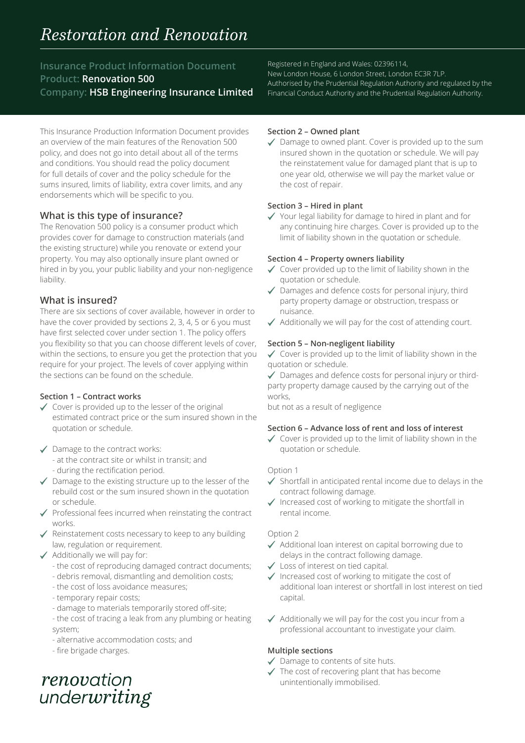# *Restoration and Renovation*

**Insurance Product Information Document**
**Product: Renovation 500**
**Company: HSB Engineering Insurance Limited**

Registered in England and Wales: 02396114,
New London House, 6 London Street, London EC3R 7LP.
Authorised by the Prudential Regulation Authority and regulated by the Financial Conduct Authority and the Prudential Regulation Authority.

This Insurance Production Information Document provides an overview of the main features of the Renovation 500 policy, and does not go into detail about all of the terms and conditions. You should read the policy document for full details of cover and the policy schedule for the sums insured, limits of liability, extra cover limits, and any endorsements which will be specific to you.

## What is this type of insurance?

The Renovation 500 policy is a consumer product which provides cover for damage to construction materials (and the existing structure) while you renovate or extend your property. You may also optionally insure plant owned or hired in by you, your public liability and your non-negligence liability.

## What is insured?

There are six sections of cover available, however in order to have the cover provided by sections 2, 3, 4, 5 or 6 you must have first selected cover under section 1. The policy offers you flexibility so that you can choose different levels of cover, within the sections, to ensure you get the protection that you require for your project. The levels of cover applying within the sections can be found on the schedule.

**Section 1 – Contract works**

- ✓ Cover is provided up to the lesser of the original estimated contract price or the sum insured shown in the quotation or schedule.
- ✓ Damage to the contract works:
  - at the contract site or whilst in transit; and
  - during the rectification period.
- ✓ Damage to the existing structure up to the lesser of the rebuild cost or the sum insured shown in the quotation or schedule.
- ✓ Professional fees incurred when reinstating the contract works.
- ✓ Reinstatement costs necessary to keep to any building law, regulation or requirement.
- ✓ Additionally we will pay for:
  - the cost of reproducing damaged contract documents;
  - debris removal, dismantling and demolition costs;
  - the cost of loss avoidance measures;
  - temporary repair costs;
  - damage to materials temporarily stored off-site;
  - the cost of tracing a leak from any plumbing or heating system;
  - alternative accommodation costs; and
  - fire brigade charges.

**Section 2 – Owned plant**

- ✓ Damage to owned plant. Cover is provided up to the sum insured shown in the quotation or schedule. We will pay the reinstatement value for damaged plant that is up to one year old, otherwise we will pay the market value or the cost of repair.

**Section 3 – Hired in plant**

- ✓ Your legal liability for damage to hired in plant and for any continuing hire charges. Cover is provided up to the limit of liability shown in the quotation or schedule.

**Section 4 – Property owners liability**

- ✓ Cover provided up to the limit of liability shown in the quotation or schedule.
- ✓ Damages and defence costs for personal injury, third party property damage or obstruction, trespass or nuisance.
- ✓ Additionally we will pay for the cost of attending court.

**Section 5 – Non-negligent liability**

- ✓ Cover is provided up to the limit of liability shown in the quotation or schedule.
- ✓ Damages and defence costs for personal injury or third-party property damage caused by the carrying out of the works,
  but not as a result of negligence

**Section 6 – Advance loss of rent and loss of interest**

- ✓ Cover is provided up to the limit of liability shown in the quotation or schedule.

Option 1

- ✓ Shortfall in anticipated rental income due to delays in the contract following damage.
- ✓ Increased cost of working to mitigate the shortfall in rental income.

Option 2

- ✓ Additional loan interest on capital borrowing due to delays in the contract following damage.
- ✓ Loss of interest on tied capital.
- ✓ Increased cost of working to mitigate the cost of additional loan interest or shortfall in lost interest on tied capital.
- ✓ Additionally we will pay for the cost you incur from a professional accountant to investigate your claim.

**Multiple sections**

- ✓ Damage to contents of site huts.
- ✓ The cost of recovering plant that has become unintentionally immobilised.

*renovation underwriting*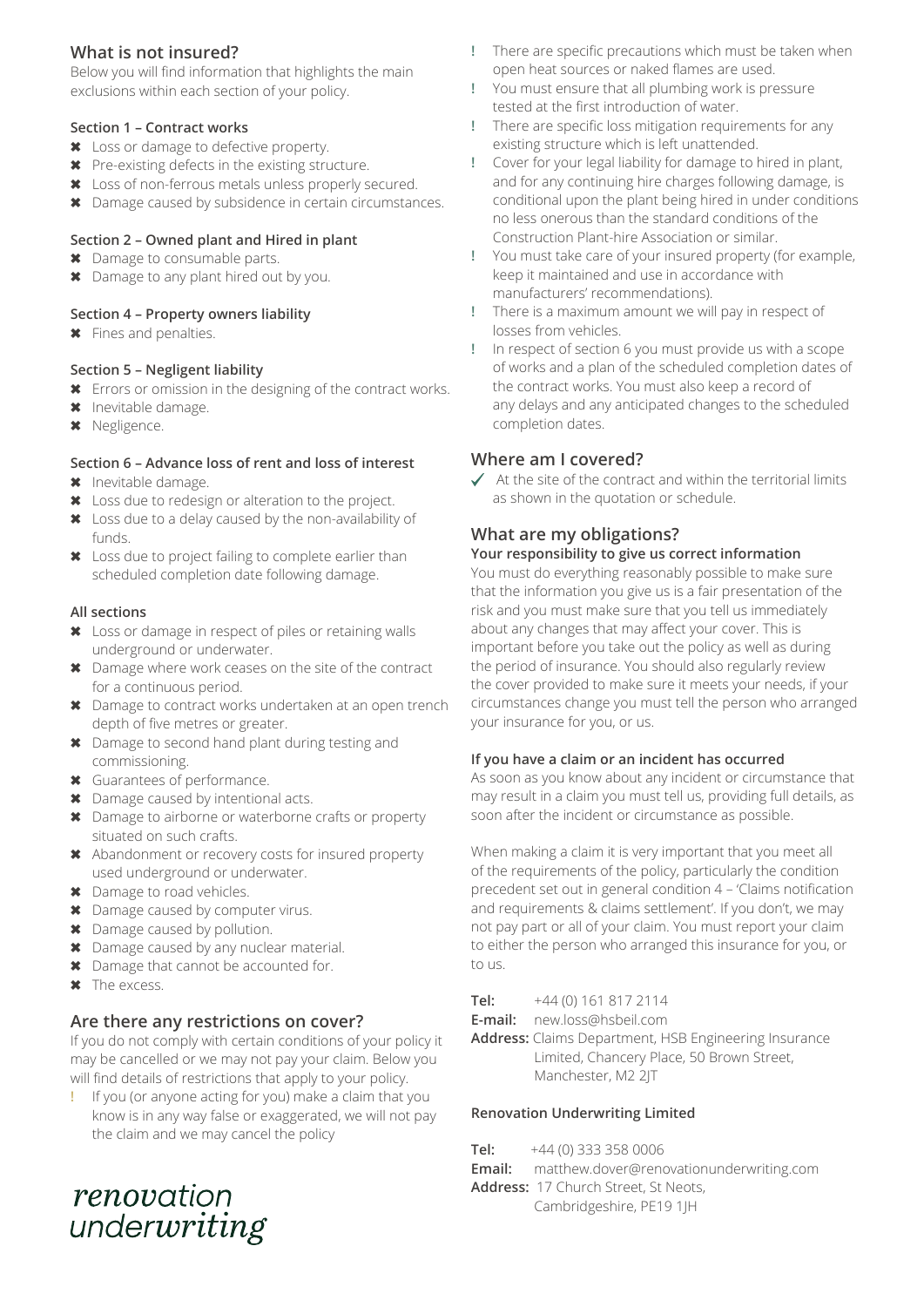## What is not insured?

Below you will find information that highlights the main exclusions within each section of your policy.

**Section 1 – Contract works**

- ✖ Loss or damage to defective property.
- ✖ Pre-existing defects in the existing structure.
- ✖ Loss of non-ferrous metals unless properly secured.
- ✖ Damage caused by subsidence in certain circumstances.

**Section 2 – Owned plant and Hired in plant**

- ✖ Damage to consumable parts.
- ✖ Damage to any plant hired out by you.

**Section 4 – Property owners liability**

- ✖ Fines and penalties.

**Section 5 – Negligent liability**

- ✖ Errors or omission in the designing of the contract works.
- ✖ Inevitable damage.
- ✖ Negligence.

**Section 6 – Advance loss of rent and loss of interest**

- ✖ Inevitable damage.
- ✖ Loss due to redesign or alteration to the project.
- ✖ Loss due to a delay caused by the non-availability of funds.
- ✖ Loss due to project failing to complete earlier than scheduled completion date following damage.

**All sections**

- ✖ Loss or damage in respect of piles or retaining walls underground or underwater.
- ✖ Damage where work ceases on the site of the contract for a continuous period.
- ✖ Damage to contract works undertaken at an open trench depth of five metres or greater.
- ✖ Damage to second hand plant during testing and commissioning.
- ✖ Guarantees of performance.
- ✖ Damage caused by intentional acts.
- ✖ Damage to airborne or waterborne crafts or property situated on such crafts.
- ✖ Abandonment or recovery costs for insured property used underground or underwater.
- ✖ Damage to road vehicles.
- ✖ Damage caused by computer virus.
- ✖ Damage caused by pollution.
- ✖ Damage caused by any nuclear material.
- ✖ Damage that cannot be accounted for.
- ✖ The excess.

## Are there any restrictions on cover?

If you do not comply with certain conditions of your policy it may be cancelled or we may not pay your claim. Below you will find details of restrictions that apply to your policy.

- ! If you (or anyone acting for you) make a claim that you know is in any way false or exaggerated, we will not pay the claim and we may cancel the policy
- ! There are specific precautions which must be taken when open heat sources or naked flames are used.
- ! You must ensure that all plumbing work is pressure tested at the first introduction of water.
- ! There are specific loss mitigation requirements for any existing structure which is left unattended.
- ! Cover for your legal liability for damage to hired in plant, and for any continuing hire charges following damage, is conditional upon the plant being hired in under conditions no less onerous than the standard conditions of the Construction Plant-hire Association or similar.
- ! You must take care of your insured property (for example, keep it maintained and use in accordance with manufacturers' recommendations).
- ! There is a maximum amount we will pay in respect of losses from vehicles.
- ! In respect of section 6 you must provide us with a scope of works and a plan of the scheduled completion dates of the contract works. You must also keep a record of any delays and any anticipated changes to the scheduled completion dates.

## Where am I covered?

- ✓ At the site of the contract and within the territorial limits as shown in the quotation or schedule.

## What are my obligations?

**Your responsibility to give us correct information**

You must do everything reasonably possible to make sure that the information you give us is a fair presentation of the risk and you must make sure that you tell us immediately about any changes that may affect your cover. This is important before you take out the policy as well as during the period of insurance. You should also regularly review the cover provided to make sure it meets your needs, if your circumstances change you must tell the person who arranged your insurance for you, or us.

**If you have a claim or an incident has occurred**

As soon as you know about any incident or circumstance that may result in a claim you must tell us, providing full details, as soon after the incident or circumstance as possible.

When making a claim it is very important that you meet all of the requirements of the policy, particularly the condition precedent set out in general condition 4 – 'Claims notification and requirements & claims settlement'. If you don't, we may not pay part or all of your claim. You must report your claim to either the person who arranged this insurance for you, or to us.

**Tel:** +44 (0) 161 817 2114
**E-mail:** new.loss@hsbeil.com
**Address:** Claims Department, HSB Engineering Insurance Limited, Chancery Place, 50 Brown Street, Manchester, M2 2JT

**Renovation Underwriting Limited**

**Tel:** +44 (0) 333 358 0006
**Email:** matthew.dover@renovationunderwriting.com
**Address:** 17 Church Street, St Neots, Cambridgeshire, PE19 1JH

*renovation underwriting*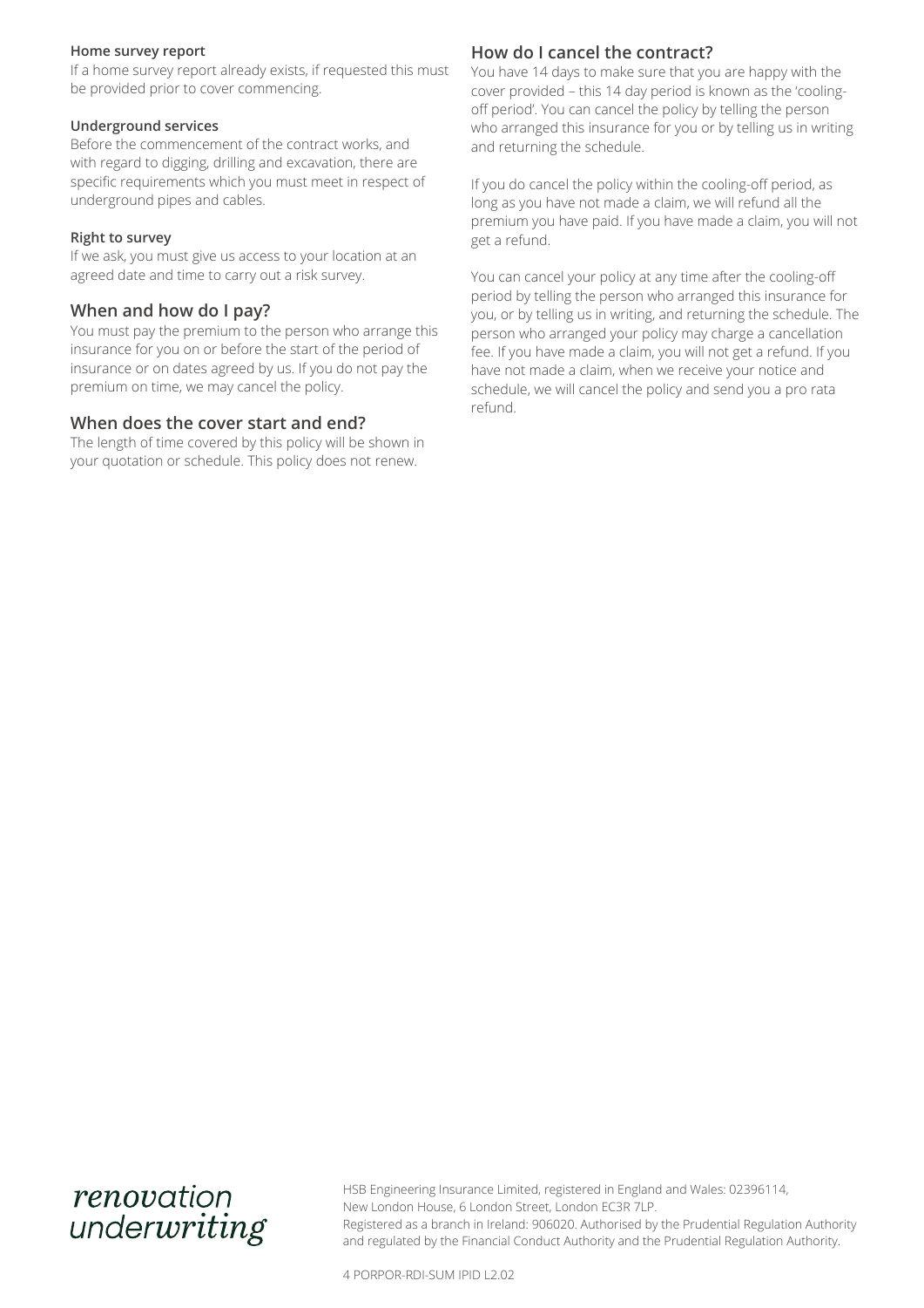**Home survey report**

If a home survey report already exists, if requested this must be provided prior to cover commencing.

**Underground services**

Before the commencement of the contract works, and with regard to digging, drilling and excavation, there are specific requirements which you must meet in respect of underground pipes and cables.

**Right to survey**

If we ask, you must give us access to your location at an agreed date and time to carry out a risk survey.

## When and how do I pay?

You must pay the premium to the person who arrange this insurance for you on or before the start of the period of insurance or on dates agreed by us. If you do not pay the premium on time, we may cancel the policy.

## When does the cover start and end?

The length of time covered by this policy will be shown in your quotation or schedule. This policy does not renew.

## How do I cancel the contract?

You have 14 days to make sure that you are happy with the cover provided – this 14 day period is known as the 'cooling-off period'. You can cancel the policy by telling the person who arranged this insurance for you or by telling us in writing and returning the schedule.

If you do cancel the policy within the cooling-off period, as long as you have not made a claim, we will refund all the premium you have paid. If you have made a claim, you will not get a refund.

You can cancel your policy at any time after the cooling-off period by telling the person who arranged this insurance for you, or by telling us in writing, and returning the schedule. The person who arranged your policy may charge a cancellation fee. If you have made a claim, you will not get a refund. If you have not made a claim, when we receive your notice and schedule, we will cancel the policy and send you a pro rata refund.

*renovation underwriting*

HSB Engineering Insurance Limited, registered in England and Wales: 02396114, New London House, 6 London Street, London EC3R 7LP.
Registered as a branch in Ireland: 906020. Authorised by the Prudential Regulation Authority and regulated by the Financial Conduct Authority and the Prudential Regulation Authority.

PORPOR-RDI-SUM IPID L2.02